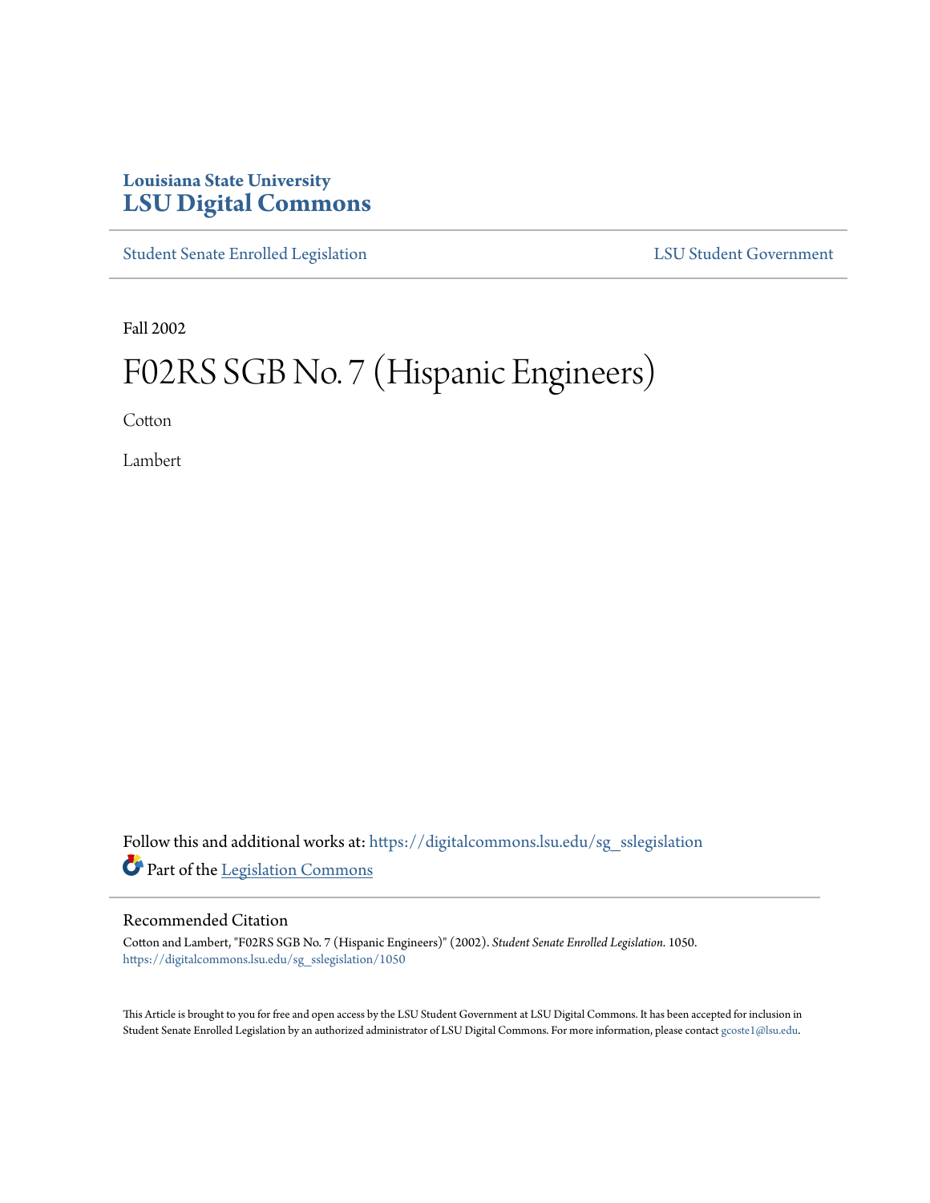Louisiana State University
# LSU Digital Commons

Student Senate Enrolled Legislation | LSU Student Government

Fall 2002

# F02RS SGB No. 7 (Hispanic Engineers)

Cotton

Lambert

Follow this and additional works at: https://digitalcommons.lsu.edu/sg_sslegislation

Part of the Legislation Commons

## Recommended Citation

Cotton and Lambert, "F02RS SGB No. 7 (Hispanic Engineers)" (2002). *Student Senate Enrolled Legislation*. 1050.
https://digitalcommons.lsu.edu/sg_sslegislation/1050

This Article is brought to you for free and open access by the LSU Student Government at LSU Digital Commons. It has been accepted for inclusion in Student Senate Enrolled Legislation by an authorized administrator of LSU Digital Commons. For more information, please contact gcoste1@lsu.edu.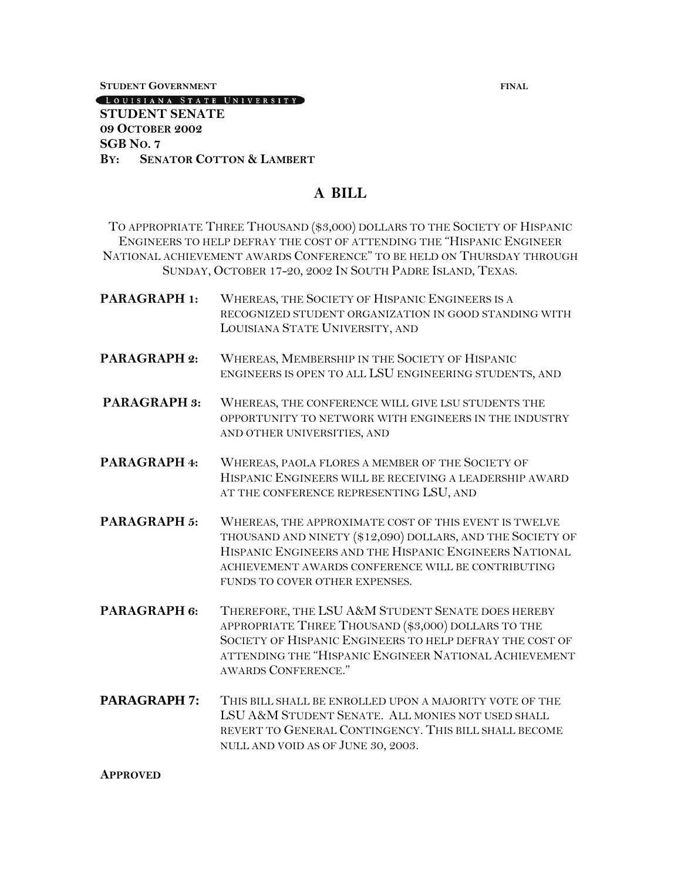**STUDENT GOVERNMENT** **FINAL**

LOUISIANA STATE UNIVERSITY

**STUDENT SENATE**
**09 OCTOBER 2002**
**SGB NO. 7**
**BY: SENATOR COTTON & LAMBERT**

# A BILL

TO APPROPRIATE THREE THOUSAND ($3,000) DOLLARS TO THE SOCIETY OF HISPANIC ENGINEERS TO HELP DEFRAY THE COST OF ATTENDING THE "HISPANIC ENGINEER NATIONAL ACHIEVEMENT AWARDS CONFERENCE" TO BE HELD ON THURSDAY THROUGH SUNDAY, OCTOBER 17-20, 2002 IN SOUTH PADRE ISLAND, TEXAS.

**PARAGRAPH 1:** WHEREAS, THE SOCIETY OF HISPANIC ENGINEERS IS A RECOGNIZED STUDENT ORGANIZATION IN GOOD STANDING WITH LOUISIANA STATE UNIVERSITY, AND

**PARAGRAPH 2:** WHEREAS, MEMBERSHIP IN THE SOCIETY OF HISPANIC ENGINEERS IS OPEN TO ALL LSU ENGINEERING STUDENTS, AND

**PARAGRAPH 3:** WHEREAS, THE CONFERENCE WILL GIVE LSU STUDENTS THE OPPORTUNITY TO NETWORK WITH ENGINEERS IN THE INDUSTRY AND OTHER UNIVERSITIES, AND

**PARAGRAPH 4:** WHEREAS, PAOLA FLORES A MEMBER OF THE SOCIETY OF HISPANIC ENGINEERS WILL BE RECEIVING A LEADERSHIP AWARD AT THE CONFERENCE REPRESENTING LSU, AND

**PARAGRAPH 5:** WHEREAS, THE APPROXIMATE COST OF THIS EVENT IS TWELVE THOUSAND AND NINETY ($12,090) DOLLARS, AND THE SOCIETY OF HISPANIC ENGINEERS AND THE HISPANIC ENGINEERS NATIONAL ACHIEVEMENT AWARDS CONFERENCE WILL BE CONTRIBUTING FUNDS TO COVER OTHER EXPENSES.

**PARAGRAPH 6:** THEREFORE, THE LSU A&M STUDENT SENATE DOES HEREBY APPROPRIATE THREE THOUSAND ($3,000) DOLLARS TO THE SOCIETY OF HISPANIC ENGINEERS TO HELP DEFRAY THE COST OF ATTENDING THE "HISPANIC ENGINEER NATIONAL ACHIEVEMENT AWARDS CONFERENCE."

**PARAGRAPH 7:** THIS BILL SHALL BE ENROLLED UPON A MAJORITY VOTE OF THE LSU A&M STUDENT SENATE. ALL MONIES NOT USED SHALL REVERT TO GENERAL CONTINGENCY. THIS BILL SHALL BECOME NULL AND VOID AS OF JUNE 30, 2003.

**APPROVED**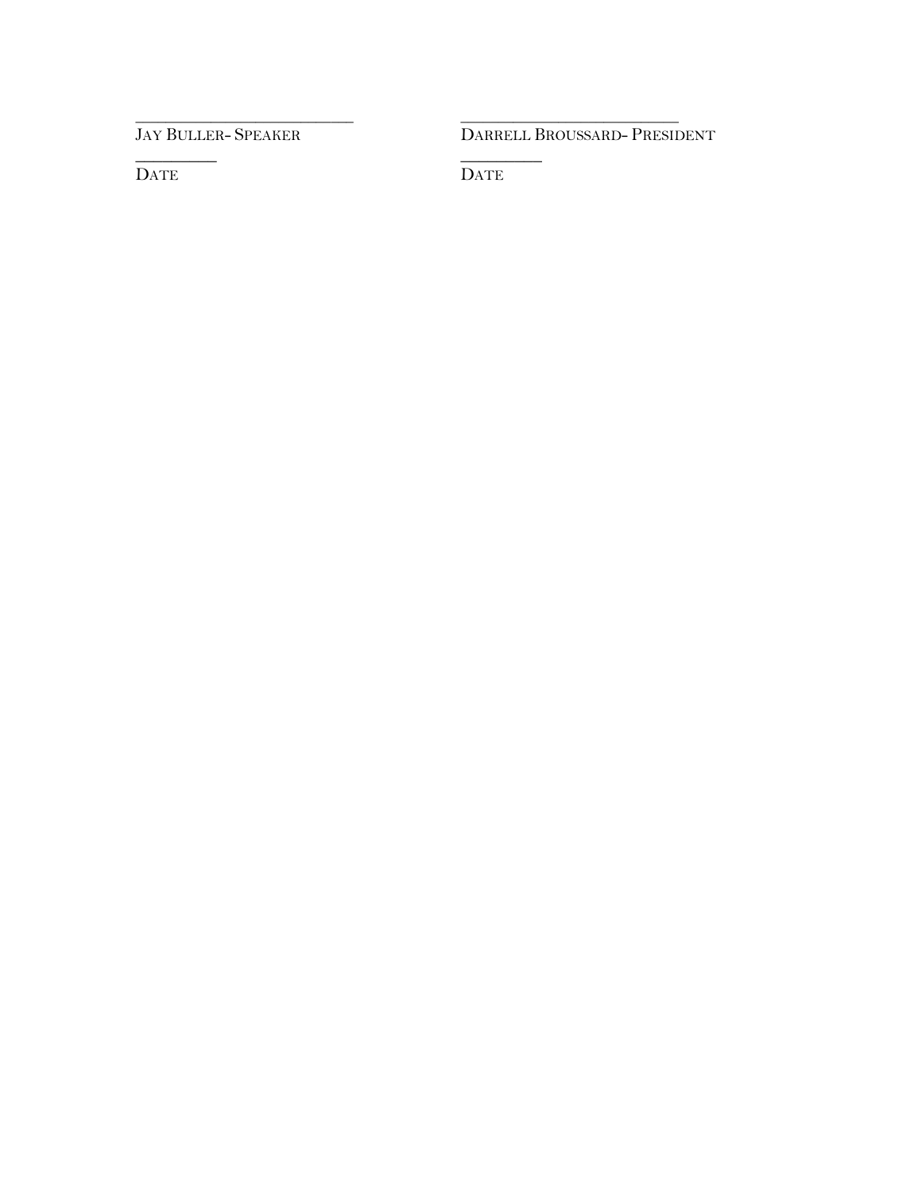| | |
|---|---|
| ______________________________ | ______________________________ |
| JAY BULLER- SPEAKER | DARRELL BROUSSARD- PRESIDENT |
| __________ | __________ |
| DATE | DATE |